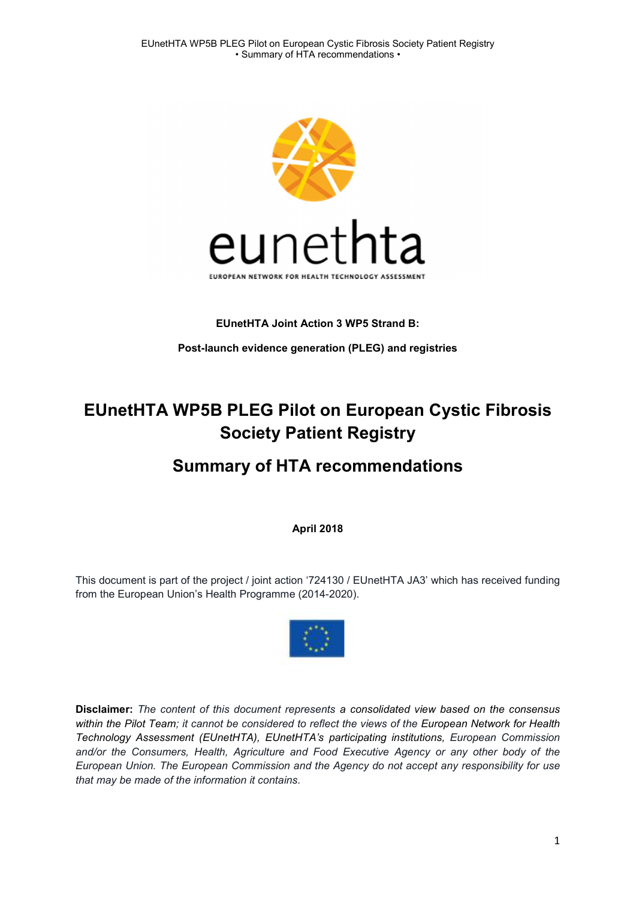**EUnetHTA Joint Action 3 WP5 Strand B:**

**Post-launch evidence generation (PLEG) and registries**

# EUnetHTA WP5B PLEG Pilot on European Cystic Fibrosis Society Patient Registry

## Summary of HTA recommendations

**April 2018**

This document is part of the project / joint action '724130 / EUnetHTA JA3' which has received funding from the European Union's Health Programme (2014-2020).

**Disclaimer:** *The content of this document represents a consolidated view based on the consensus within the Pilot Team; it cannot be considered to reflect the views of the European Network for Health Technology Assessment (EUnetHTA), EUnetHTA's participating institutions, European Commission and/or the Consumers, Health, Agriculture and Food Executive Agency or any other body of the European Union. The European Commission and the Agency do not accept any responsibility for use that may be made of the information it contains.*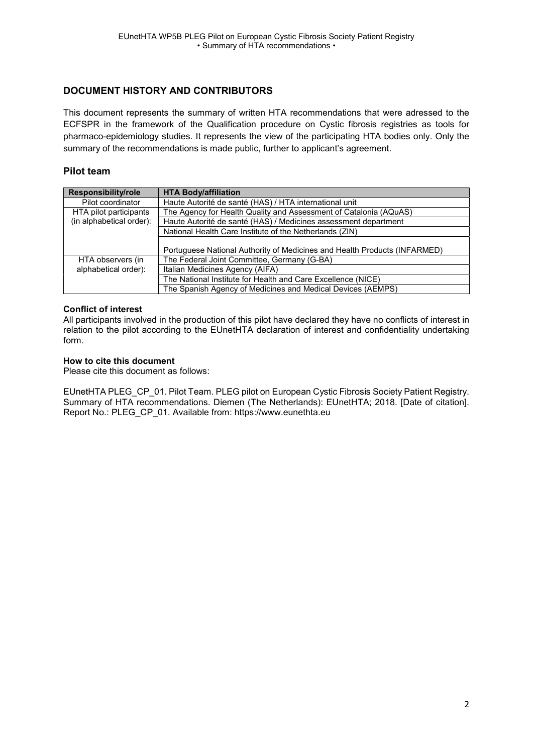## DOCUMENT HISTORY AND CONTRIBUTORS

This document represents the summary of written HTA recommendations that were adressed to the ECFSPR in the framework of the Qualification procedure on Cystic fibrosis registries as tools for pharmaco-epidemiology studies. It represents the view of the participating HTA bodies only. Only the summary of the recommendations is made public, further to applicant's agreement.

### Pilot team

| Responsibility/role | HTA Body/affiliation |
|---|---|
| Pilot coordinator | Haute Autorité de santé (HAS) / HTA international unit |
| HTA pilot participants (in alphabetical order): | The Agency for Health Quality and Assessment of Catalonia (AQuAS) |
| | Haute Autorité de santé (HAS) / Medicines assessment department |
| | National Health Care Institute of the Netherlands (ZIN) |
| | Portuguese National Authority of Medicines and Health Products (INFARMED) |
| HTA observers (in alphabetical order): | The Federal Joint Committee, Germany (G-BA) |
| | Italian Medicines Agency (AIFA) |
| | The National Institute for Health and Care Excellence (NICE) |
| | The Spanish Agency of Medicines and Medical Devices (AEMPS) |

**Conflict of interest**

All participants involved in the production of this pilot have declared they have no conflicts of interest in relation to the pilot according to the EUnetHTA declaration of interest and confidentiality undertaking form.

**How to cite this document**

Please cite this document as follows:

EUnetHTA PLEG_CP_01. Pilot Team. PLEG pilot on European Cystic Fibrosis Society Patient Registry. Summary of HTA recommendations. Diemen (The Netherlands): EUnetHTA; 2018. [Date of citation]. Report No.: PLEG_CP_01. Available from: https://www.eunethta.eu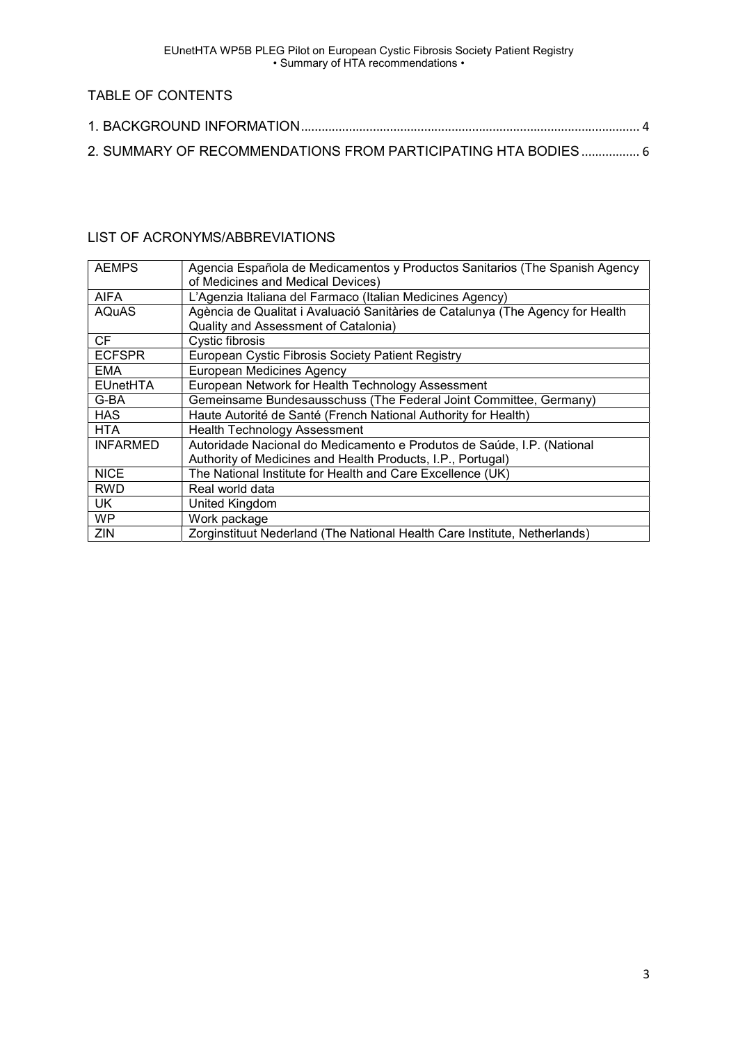## TABLE OF CONTENTS

1. BACKGROUND INFORMATION ........................................................................................ 4
2. SUMMARY OF RECOMMENDATIONS FROM PARTICIPATING HTA BODIES ................ 6

## LIST OF ACRONYMS/ABBREVIATIONS

| | |
|---|---|
| AEMPS | Agencia Española de Medicamentos y Productos Sanitarios (The Spanish Agency of Medicines and Medical Devices) |
| AIFA | L'Agenzia Italiana del Farmaco (Italian Medicines Agency) |
| AQuAS | Agència de Qualitat i Avaluació Sanitàries de Catalunya (The Agency for Health Quality and Assessment of Catalonia) |
| CF | Cystic fibrosis |
| ECFSPR | European Cystic Fibrosis Society Patient Registry |
| EMA | European Medicines Agency |
| EUnetHTA | European Network for Health Technology Assessment |
| G-BA | Gemeinsame Bundesausschuss (The Federal Joint Committee, Germany) |
| HAS | Haute Autorité de Santé (French National Authority for Health) |
| HTA | Health Technology Assessment |
| INFARMED | Autoridade Nacional do Medicamento e Produtos de Saúde, I.P. (National Authority of Medicines and Health Products, I.P., Portugal) |
| NICE | The National Institute for Health and Care Excellence (UK) |
| RWD | Real world data |
| UK | United Kingdom |
| WP | Work package |
| ZIN | Zorginstituut Nederland (The National Health Care Institute, Netherlands) |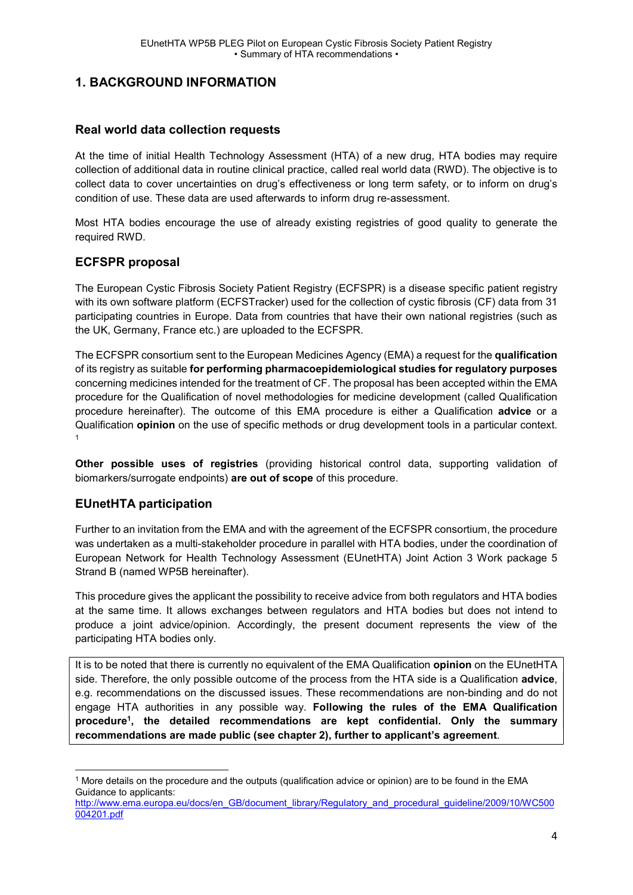# 1. BACKGROUND INFORMATION

## Real world data collection requests

At the time of initial Health Technology Assessment (HTA) of a new drug, HTA bodies may require collection of additional data in routine clinical practice, called real world data (RWD). The objective is to collect data to cover uncertainties on drug's effectiveness or long term safety, or to inform on drug's condition of use. These data are used afterwards to inform drug re-assessment.

Most HTA bodies encourage the use of already existing registries of good quality to generate the required RWD.

## ECFSPR proposal

The European Cystic Fibrosis Society Patient Registry (ECFSPR) is a disease specific patient registry with its own software platform (ECFSTracker) used for the collection of cystic fibrosis (CF) data from 31 participating countries in Europe. Data from countries that have their own national registries (such as the UK, Germany, France etc.) are uploaded to the ECFSPR.

The ECFSPR consortium sent to the European Medicines Agency (EMA) a request for the **qualification** of its registry as suitable **for performing pharmacoepidemiological studies for regulatory purposes** concerning medicines intended for the treatment of CF. The proposal has been accepted within the EMA procedure for the Qualification of novel methodologies for medicine development (called Qualification procedure hereinafter). The outcome of this EMA procedure is either a Qualification **advice** or a Qualification **opinion** on the use of specific methods or drug development tools in a particular context. [1]

**Other possible uses of registries** (providing historical control data, supporting validation of biomarkers/surrogate endpoints) **are out of scope** of this procedure.

## EUnetHTA participation

Further to an invitation from the EMA and with the agreement of the ECFSPR consortium, the procedure was undertaken as a multi-stakeholder procedure in parallel with HTA bodies, under the coordination of European Network for Health Technology Assessment (EUnetHTA) Joint Action 3 Work package 5 Strand B (named WP5B hereinafter).

This procedure gives the applicant the possibility to receive advice from both regulators and HTA bodies at the same time. It allows exchanges between regulators and HTA bodies but does not intend to produce a joint advice/opinion. Accordingly, the present document represents the view of the participating HTA bodies only.

It is to be noted that there is currently no equivalent of the EMA Qualification **opinion** on the EUnetHTA side. Therefore, the only possible outcome of the process from the HTA side is a Qualification **advice**, e.g. recommendations on the discussed issues. These recommendations are non-binding and do not engage HTA authorities in any possible way. **Following the rules of the EMA Qualification procedure[1], the detailed recommendations are kept confidential. Only the summary recommendations are made public (see chapter 2), further to applicant's agreement**.

[1] More details on the procedure and the outputs (qualification advice or opinion) are to be found in the EMA Guidance to applicants: http://www.ema.europa.eu/docs/en_GB/document_library/Regulatory_and_procedural_guideline/2009/10/WC500004201.pdf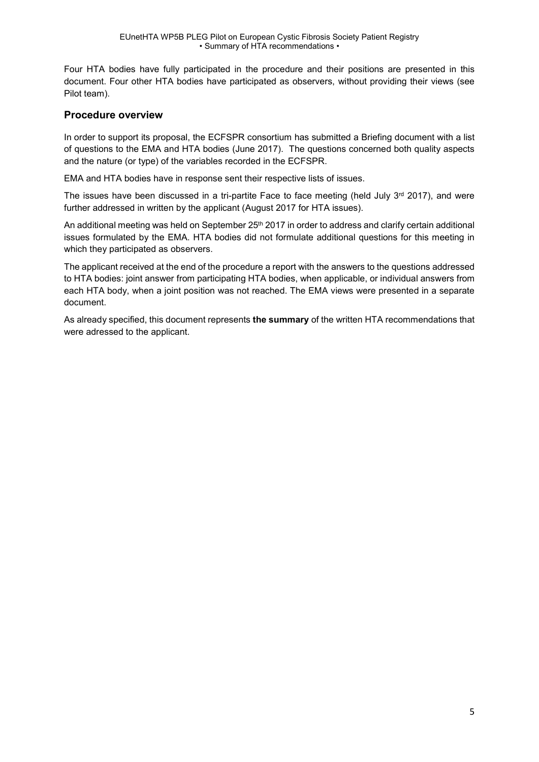Four HTA bodies have fully participated in the procedure and their positions are presented in this document. Four other HTA bodies have participated as observers, without providing their views (see Pilot team).

## Procedure overview

In order to support its proposal, the ECFSPR consortium has submitted a Briefing document with a list of questions to the EMA and HTA bodies (June 2017). The questions concerned both quality aspects and the nature (or type) of the variables recorded in the ECFSPR.

EMA and HTA bodies have in response sent their respective lists of issues.

The issues have been discussed in a tri-partite Face to face meeting (held July 3rd 2017), and were further addressed in written by the applicant (August 2017 for HTA issues).

An additional meeting was held on September 25th 2017 in order to address and clarify certain additional issues formulated by the EMA. HTA bodies did not formulate additional questions for this meeting in which they participated as observers.

The applicant received at the end of the procedure a report with the answers to the questions addressed to HTA bodies: joint answer from participating HTA bodies, when applicable, or individual answers from each HTA body, when a joint position was not reached. The EMA views were presented in a separate document.

As already specified, this document represents **the summary** of the written HTA recommendations that were adressed to the applicant.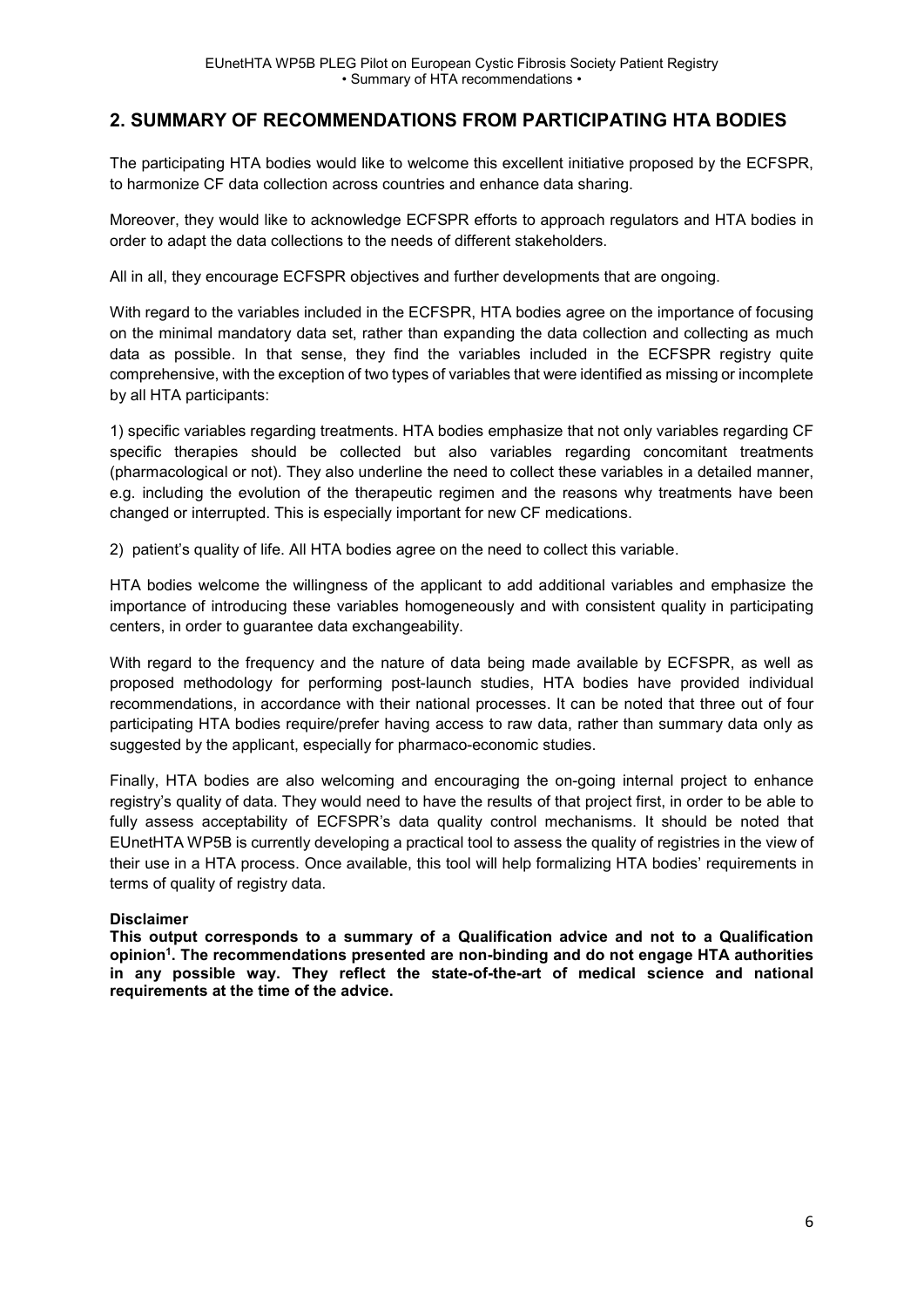## 2. SUMMARY OF RECOMMENDATIONS FROM PARTICIPATING HTA BODIES

The participating HTA bodies would like to welcome this excellent initiative proposed by the ECFSPR, to harmonize CF data collection across countries and enhance data sharing.

Moreover, they would like to acknowledge ECFSPR efforts to approach regulators and HTA bodies in order to adapt the data collections to the needs of different stakeholders.

All in all, they encourage ECFSPR objectives and further developments that are ongoing.

With regard to the variables included in the ECFSPR, HTA bodies agree on the importance of focusing on the minimal mandatory data set, rather than expanding the data collection and collecting as much data as possible. In that sense, they find the variables included in the ECFSPR registry quite comprehensive, with the exception of two types of variables that were identified as missing or incomplete by all HTA participants:

1) specific variables regarding treatments. HTA bodies emphasize that not only variables regarding CF specific therapies should be collected but also variables regarding concomitant treatments (pharmacological or not). They also underline the need to collect these variables in a detailed manner, e.g. including the evolution of the therapeutic regimen and the reasons why treatments have been changed or interrupted. This is especially important for new CF medications.

2) patient's quality of life. All HTA bodies agree on the need to collect this variable.

HTA bodies welcome the willingness of the applicant to add additional variables and emphasize the importance of introducing these variables homogeneously and with consistent quality in participating centers, in order to guarantee data exchangeability.

With regard to the frequency and the nature of data being made available by ECFSPR, as well as proposed methodology for performing post-launch studies, HTA bodies have provided individual recommendations, in accordance with their national processes. It can be noted that three out of four participating HTA bodies require/prefer having access to raw data, rather than summary data only as suggested by the applicant, especially for pharmaco-economic studies.

Finally, HTA bodies are also welcoming and encouraging the on-going internal project to enhance registry's quality of data. They would need to have the results of that project first, in order to be able to fully assess acceptability of ECFSPR's data quality control mechanisms. It should be noted that EUnetHTA WP5B is currently developing a practical tool to assess the quality of registries in the view of their use in a HTA process. Once available, this tool will help formalizing HTA bodies' requirements in terms of quality of registry data.

**Disclaimer**

**This output corresponds to a summary of a Qualification advice and not to a Qualification opinion[1]. The recommendations presented are non-binding and do not engage HTA authorities in any possible way. They reflect the state-of-the-art of medical science and national requirements at the time of the advice.**